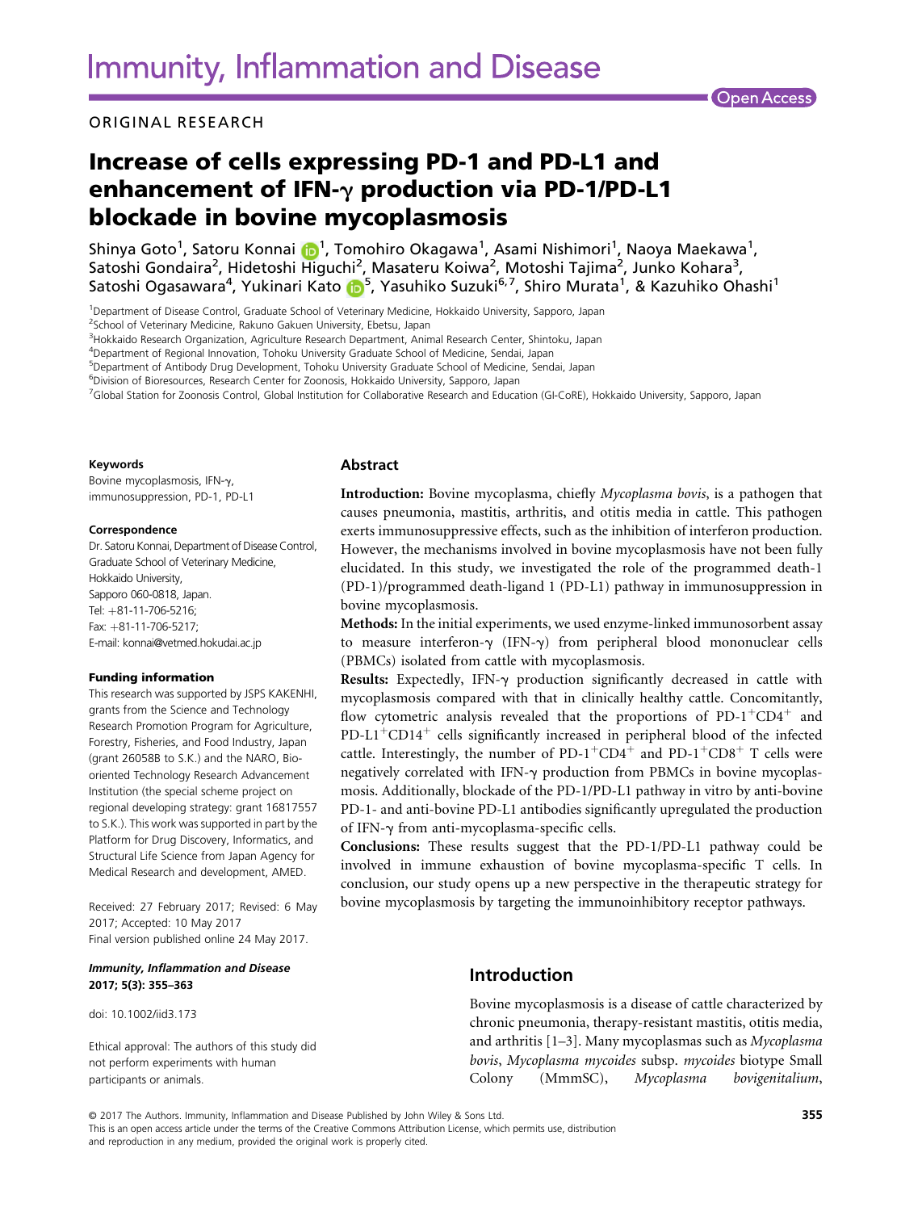ORIGINAL RESEARCH

# Increase of cells expressing PD-1 and PD-L1 and enhancement of IFN-γ production via PD-1/PD-L1 blockade in bovine mycoplasmosis

Shinya Goto[1], Satoru Konnai[1], Tomohiro Okagawa[1], Asami Nishimori[1], Naoya Maekawa[1], Satoshi Gondaira[2], Hidetoshi Higuchi[2], Masateru Koiwa[2], Motoshi Tajima[2], Junko Kohara[3], Satoshi Ogasawara[4], Yukinari Kato[5], Yasuhiko Suzuki[6,7], Shiro Murata[1], & Kazuhiko Ohashi[1]

[1]Department of Disease Control, Graduate School of Veterinary Medicine, Hokkaido University, Sapporo, Japan
[2]School of Veterinary Medicine, Rakuno Gakuen University, Ebetsu, Japan
[3]Hokkaido Research Organization, Agriculture Research Department, Animal Research Center, Shintoku, Japan
[4]Department of Regional Innovation, Tohoku University Graduate School of Medicine, Sendai, Japan
[5]Department of Antibody Drug Development, Tohoku University Graduate School of Medicine, Sendai, Japan
[6]Division of Bioresources, Research Center for Zoonosis, Hokkaido University, Sapporo, Japan
[7]Global Station for Zoonosis Control, Global Institution for Collaborative Research and Education (GI-CoRE), Hokkaido University, Sapporo, Japan

**Keywords**

Bovine mycoplasmosis, IFN-γ, immunosuppression, PD-1, PD-L1

**Correspondence**

Dr. Satoru Konnai, Department of Disease Control, Graduate School of Veterinary Medicine, Hokkaido University, Sapporo 060-0818, Japan.
Tel: +81-11-706-5216;
Fax: +81-11-706-5217;
E-mail: konnai@vetmed.hokudai.ac.jp

**Funding information**

This research was supported by JSPS KAKENHI, grants from the Science and Technology Research Promotion Program for Agriculture, Forestry, Fisheries, and Food Industry, Japan (grant 26058B to S.K.) and the NARO, Bio-oriented Technology Research Advancement Institution (the special scheme project on regional developing strategy: grant 16817557 to S.K.). This work was supported in part by the Platform for Drug Discovery, Informatics, and Structural Life Science from Japan Agency for Medical Research and development, AMED.

Received: 27 February 2017; Revised: 6 May 2017; Accepted: 10 May 2017
Final version published online 24 May 2017.

***Immunity, Inflammation and Disease* 2017; 5(3): 355–363**

doi: 10.1002/iid3.173

Ethical approval: The authors of this study did not perform experiments with human participants or animals.

## Abstract

**Introduction:** Bovine mycoplasma, chiefly *Mycoplasma bovis*, is a pathogen that causes pneumonia, mastitis, arthritis, and otitis media in cattle. This pathogen exerts immunosuppressive effects, such as the inhibition of interferon production. However, the mechanisms involved in bovine mycoplasmosis have not been fully elucidated. In this study, we investigated the role of the programmed death-1 (PD-1)/programmed death-ligand 1 (PD-L1) pathway in immunosuppression in bovine mycoplasmosis.

**Methods:** In the initial experiments, we used enzyme-linked immunosorbent assay to measure interferon-γ (IFN-γ) from peripheral blood mononuclear cells (PBMCs) isolated from cattle with mycoplasmosis.

**Results:** Expectedly, IFN-γ production significantly decreased in cattle with mycoplasmosis compared with that in clinically healthy cattle. Concomitantly, flow cytometric analysis revealed that the proportions of $PD\text{-}1^{+}CD4^{+}$ and $PD\text{-}L1^{+}CD14^{+}$ cells significantly increased in peripheral blood of the infected cattle. Interestingly, the number of $PD\text{-}1^{+}CD4^{+}$ and $PD\text{-}1^{+}CD8^{+}$ T cells were negatively correlated with IFN-γ production from PBMCs in bovine mycoplasmosis. Additionally, blockade of the PD-1/PD-L1 pathway in vitro by anti-bovine PD-1- and anti-bovine PD-L1 antibodies significantly upregulated the production of IFN-γ from anti-mycoplasma-specific cells.

**Conclusions:** These results suggest that the PD-1/PD-L1 pathway could be involved in immune exhaustion of bovine mycoplasma-specific T cells. In conclusion, our study opens up a new perspective in the therapeutic strategy for bovine mycoplasmosis by targeting the immunoinhibitory receptor pathways.

## Introduction

Bovine mycoplasmosis is a disease of cattle characterized by chronic pneumonia, therapy-resistant mastitis, otitis media, and arthritis [1–3]. Many mycoplasmas such as *Mycoplasma bovis*, *Mycoplasma mycoides* subsp. *mycoides* biotype Small Colony (MmmSC), *Mycoplasma bovigenitalium*,

© 2017 The Authors. Immunity, Inflammation and Disease Published by John Wiley & Sons Ltd.
This is an open access article under the terms of the Creative Commons Attribution License, which permits use, distribution and reproduction in any medium, provided the original work is properly cited.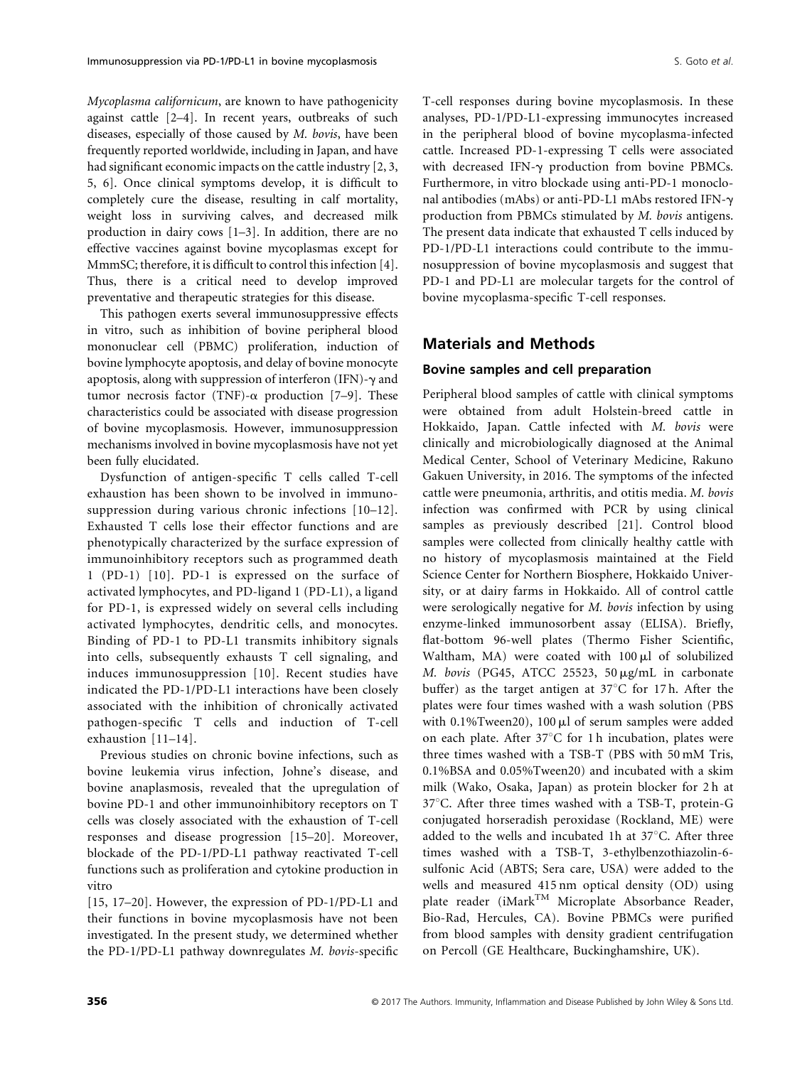*Mycoplasma californicum*, are known to have pathogenicity against cattle [2–4]. In recent years, outbreaks of such diseases, especially of those caused by *M. bovis*, have been frequently reported worldwide, including in Japan, and have had significant economic impacts on the cattle industry [2, 3, 5, 6]. Once clinical symptoms develop, it is difficult to completely cure the disease, resulting in calf mortality, weight loss in surviving calves, and decreased milk production in dairy cows [1–3]. In addition, there are no effective vaccines against bovine mycoplasmas except for MmmSC; therefore, it is difficult to control this infection [4]. Thus, there is a critical need to develop improved preventative and therapeutic strategies for this disease.

This pathogen exerts several immunosuppressive effects in vitro, such as inhibition of bovine peripheral blood mononuclear cell (PBMC) proliferation, induction of bovine lymphocyte apoptosis, and delay of bovine monocyte apoptosis, along with suppression of interferon (IFN)-γ and tumor necrosis factor (TNF)-α production [7–9]. These characteristics could be associated with disease progression of bovine mycoplasmosis. However, immunosuppression mechanisms involved in bovine mycoplasmosis have not yet been fully elucidated.

Dysfunction of antigen-specific T cells called T-cell exhaustion has been shown to be involved in immunosuppression during various chronic infections [10–12]. Exhausted T cells lose their effector functions and are phenotypically characterized by the surface expression of immunoinhibitory receptors such as programmed death 1 (PD-1) [10]. PD-1 is expressed on the surface of activated lymphocytes, and PD-ligand 1 (PD-L1), a ligand for PD-1, is expressed widely on several cells including activated lymphocytes, dendritic cells, and monocytes. Binding of PD-1 to PD-L1 transmits inhibitory signals into cells, subsequently exhausts T cell signaling, and induces immunosuppression [10]. Recent studies have indicated the PD-1/PD-L1 interactions have been closely associated with the inhibition of chronically activated pathogen-specific T cells and induction of T-cell exhaustion [11–14].

Previous studies on chronic bovine infections, such as bovine leukemia virus infection, Johne's disease, and bovine anaplasmosis, revealed that the upregulation of bovine PD-1 and other immunoinhibitory receptors on T cells was closely associated with the exhaustion of T-cell responses and disease progression [15–20]. Moreover, blockade of the PD-1/PD-L1 pathway reactivated T-cell functions such as proliferation and cytokine production in vitro [15, 17–20]. However, the expression of PD-1/PD-L1 and their functions in bovine mycoplasmosis have not been investigated. In the present study, we determined whether the PD-1/PD-L1 pathway downregulates *M. bovis*-specific T-cell responses during bovine mycoplasmosis. In these analyses, PD-1/PD-L1-expressing immunocytes increased in the peripheral blood of bovine mycoplasma-infected cattle. Increased PD-1-expressing T cells were associated with decreased IFN-γ production from bovine PBMCs. Furthermore, in vitro blockade using anti-PD-1 monoclonal antibodies (mAbs) or anti-PD-L1 mAbs restored IFN-γ production from PBMCs stimulated by *M. bovis* antigens. The present data indicate that exhausted T cells induced by PD-1/PD-L1 interactions could contribute to the immunosuppression of bovine mycoplasmosis and suggest that PD-1 and PD-L1 are molecular targets for the control of bovine mycoplasma-specific T-cell responses.

## Materials and Methods

### Bovine samples and cell preparation

Peripheral blood samples of cattle with clinical symptoms were obtained from adult Holstein-breed cattle in Hokkaido, Japan. Cattle infected with *M. bovis* were clinically and microbiologically diagnosed at the Animal Medical Center, School of Veterinary Medicine, Rakuno Gakuen University, in 2016. The symptoms of the infected cattle were pneumonia, arthritis, and otitis media. *M. bovis* infection was confirmed with PCR by using clinical samples as previously described [21]. Control blood samples were collected from clinically healthy cattle with no history of mycoplasmosis maintained at the Field Science Center for Northern Biosphere, Hokkaido University, or at dairy farms in Hokkaido. All of control cattle were serologically negative for *M. bovis* infection by using enzyme-linked immunosorbent assay (ELISA). Briefly, flat-bottom 96-well plates (Thermo Fisher Scientific, Waltham, MA) were coated with 100 μl of solubilized *M. bovis* (PG45, ATCC 25523, 50 μg/mL in carbonate buffer) as the target antigen at 37°C for 17 h. After the plates were four times washed with a wash solution (PBS with 0.1%Tween20), 100 μl of serum samples were added on each plate. After 37°C for 1 h incubation, plates were three times washed with a TSB-T (PBS with 50 mM Tris, 0.1%BSA and 0.05%Tween20) and incubated with a skim milk (Wako, Osaka, Japan) as protein blocker for 2 h at 37°C. After three times washed with a TSB-T, protein-G conjugated horseradish peroxidase (Rockland, ME) were added to the wells and incubated 1h at 37°C. After three times washed with a TSB-T, 3-ethylbenzothiazolin-6-sulfonic Acid (ABTS; Sera care, USA) were added to the wells and measured 415 nm optical density (OD) using plate reader (iMark™ Microplate Absorbance Reader, Bio-Rad, Hercules, CA). Bovine PBMCs were purified from blood samples with density gradient centrifugation on Percoll (GE Healthcare, Buckinghamshire, UK).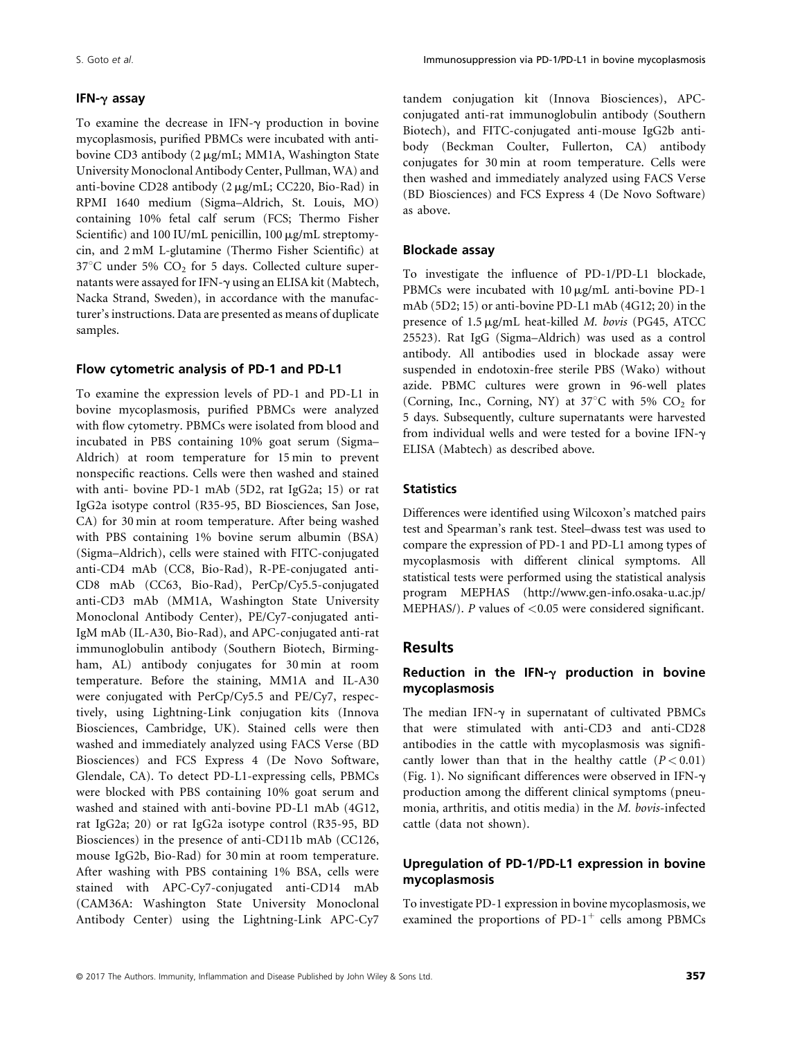### IFN-γ assay

To examine the decrease in IFN-γ production in bovine mycoplasmosis, purified PBMCs were incubated with anti-bovine CD3 antibody (2 μg/mL; MM1A, Washington State University Monoclonal Antibody Center, Pullman, WA) and anti-bovine CD28 antibody (2 μg/mL; CC220, Bio-Rad) in RPMI 1640 medium (Sigma–Aldrich, St. Louis, MO) containing 10% fetal calf serum (FCS; Thermo Fisher Scientific) and 100 IU/mL penicillin, 100 μg/mL streptomycin, and 2 mM L-glutamine (Thermo Fisher Scientific) at 37°C under 5% $CO_2$ for 5 days. Collected culture supernatants were assayed for IFN-γ using an ELISA kit (Mabtech, Nacka Strand, Sweden), in accordance with the manufacturer's instructions. Data are presented as means of duplicate samples.

### Flow cytometric analysis of PD-1 and PD-L1

To examine the expression levels of PD-1 and PD-L1 in bovine mycoplasmosis, purified PBMCs were analyzed with flow cytometry. PBMCs were isolated from blood and incubated in PBS containing 10% goat serum (Sigma–Aldrich) at room temperature for 15 min to prevent nonspecific reactions. Cells were then washed and stained with anti- bovine PD-1 mAb (5D2, rat IgG2a; 15) or rat IgG2a isotype control (R35-95, BD Biosciences, San Jose, CA) for 30 min at room temperature. After being washed with PBS containing 1% bovine serum albumin (BSA) (Sigma–Aldrich), cells were stained with FITC-conjugated anti-CD4 mAb (CC8, Bio-Rad), R-PE-conjugated anti-CD8 mAb (CC63, Bio-Rad), PerCp/Cy5.5-conjugated anti-CD3 mAb (MM1A, Washington State University Monoclonal Antibody Center), PE/Cy7-conjugated anti-IgM mAb (IL-A30, Bio-Rad), and APC-conjugated anti-rat immunoglobulin antibody (Southern Biotech, Birmingham, AL) antibody conjugates for 30 min at room temperature. Before the staining, MM1A and IL-A30 were conjugated with PerCp/Cy5.5 and PE/Cy7, respectively, using Lightning-Link conjugation kits (Innova Biosciences, Cambridge, UK). Stained cells were then washed and immediately analyzed using FACS Verse (BD Biosciences) and FCS Express 4 (De Novo Software, Glendale, CA). To detect PD-L1-expressing cells, PBMCs were blocked with PBS containing 10% goat serum and washed and stained with anti-bovine PD-L1 mAb (4G12, rat IgG2a; 20) or rat IgG2a isotype control (R35-95, BD Biosciences) in the presence of anti-CD11b mAb (CC126, mouse IgG2b, Bio-Rad) for 30 min at room temperature. After washing with PBS containing 1% BSA, cells were stained with APC-Cy7-conjugated anti-CD14 mAb (CAM36A: Washington State University Monoclonal Antibody Center) using the Lightning-Link APC-Cy7 tandem conjugation kit (Innova Biosciences), APC-conjugated anti-rat immunoglobulin antibody (Southern Biotech), and FITC-conjugated anti-mouse IgG2b antibody (Beckman Coulter, Fullerton, CA) antibody conjugates for 30 min at room temperature. Cells were then washed and immediately analyzed using FACS Verse (BD Biosciences) and FCS Express 4 (De Novo Software) as above.

### Blockade assay

To investigate the influence of PD-1/PD-L1 blockade, PBMCs were incubated with 10 μg/mL anti-bovine PD-1 mAb (5D2; 15) or anti-bovine PD-L1 mAb (4G12; 20) in the presence of 1.5 μg/mL heat-killed *M. bovis* (PG45, ATCC 25523). Rat IgG (Sigma–Aldrich) was used as a control antibody. All antibodies used in blockade assay were suspended in endotoxin-free sterile PBS (Wako) without azide. PBMC cultures were grown in 96-well plates (Corning, Inc., Corning, NY) at 37°C with 5% $CO_2$ for 5 days. Subsequently, culture supernatants were harvested from individual wells and were tested for a bovine IFN-γ ELISA (Mabtech) as described above.

### Statistics

Differences were identified using Wilcoxon's matched pairs test and Spearman's rank test. Steel–dwass test was used to compare the expression of PD-1 and PD-L1 among types of mycoplasmosis with different clinical symptoms. All statistical tests were performed using the statistical analysis program MEPHAS (http://www.gen-info.osaka-u.ac.jp/MEPHAS/). *P* values of <0.05 were considered significant.

## Results

### Reduction in the IFN-γ production in bovine mycoplasmosis

The median IFN-γ in supernatant of cultivated PBMCs that were stimulated with anti-CD3 and anti-CD28 antibodies in the cattle with mycoplasmosis was significantly lower than that in the healthy cattle ($P < 0.01$) (Fig. 1). No significant differences were observed in IFN-γ production among the different clinical symptoms (pneumonia, arthritis, and otitis media) in the *M. bovis*-infected cattle (data not shown).

### Upregulation of PD-1/PD-L1 expression in bovine mycoplasmosis

To investigate PD-1 expression in bovine mycoplasmosis, we examined the proportions of PD-1$^+$ cells among PBMCs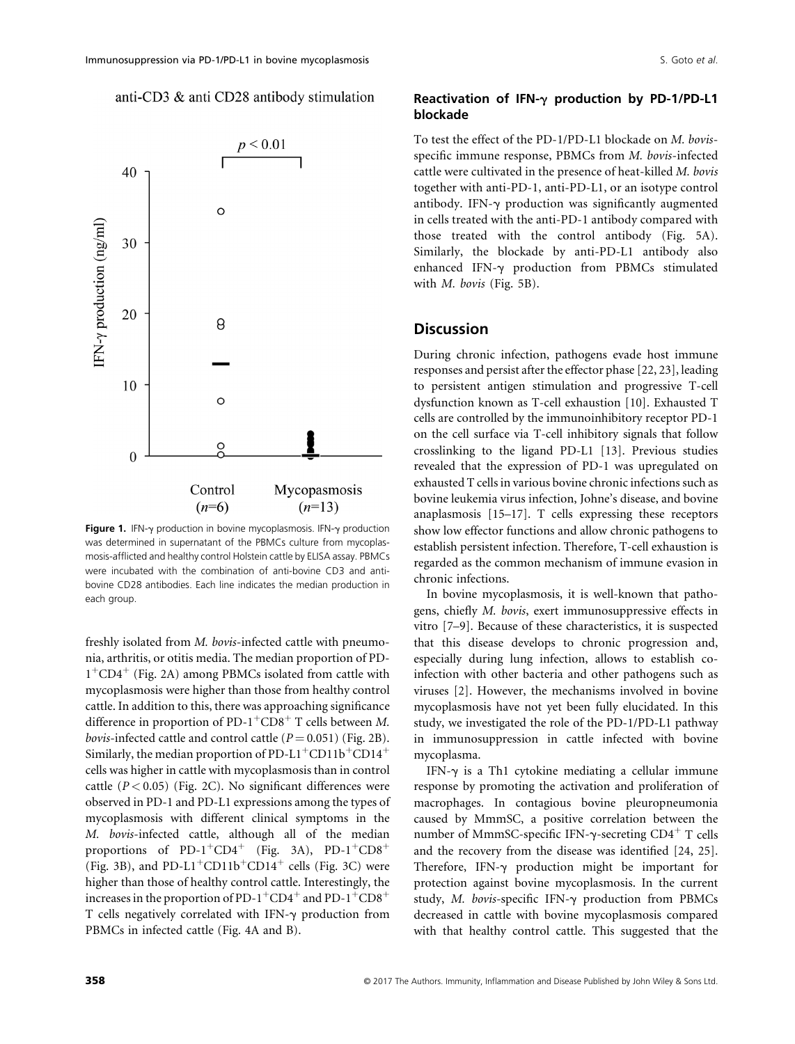anti-CD3 & anti CD28 antibody stimulation

$p < 0.01$

Figure 1. IFN-γ production in bovine mycoplasmosis. IFN-γ production was determined in supernatant of the PBMCs culture from mycoplasmosis-afflicted and healthy control Holstein cattle by ELISA assay. PBMCs were incubated with the combination of anti-bovine CD3 and anti-bovine CD28 antibodies. Each line indicates the median production in each group.

freshly isolated from *M. bovis*-infected cattle with pneumonia, arthritis, or otitis media. The median proportion of PD-$1^+$CD$4^+$ (Fig. 2A) among PBMCs isolated from cattle with mycoplasmosis were higher than those from healthy control cattle. In addition to this, there was approaching significance difference in proportion of PD-$1^+$CD$8^+$ T cells between *M. bovis*-infected cattle and control cattle ($P = 0.051$) (Fig. 2B). Similarly, the median proportion of PD-L$1^+$CD11$b^+$CD$14^+$ cells was higher in cattle with mycoplasmosis than in control cattle ($P < 0.05$) (Fig. 2C). No significant differences were observed in PD-1 and PD-L1 expressions among the types of mycoplasmosis with different clinical symptoms in the *M. bovis*-infected cattle, although all of the median proportions of PD-$1^+$CD$4^+$ (Fig. 3A), PD-$1^+$CD$8^+$ (Fig. 3B), and PD-L$1^+$CD11$b^+$CD$14^+$ cells (Fig. 3C) were higher than those of healthy control cattle. Interestingly, the increases in the proportion of PD-$1^+$CD$4^+$ and PD-$1^+$CD$8^+$ T cells negatively correlated with IFN-γ production from PBMCs in infected cattle (Fig. 4A and B).

### Reactivation of IFN-γ production by PD-1/PD-L1 blockade

To test the effect of the PD-1/PD-L1 blockade on *M. bovis*-specific immune response, PBMCs from *M. bovis*-infected cattle were cultivated in the presence of heat-killed *M. bovis* together with anti-PD-1, anti-PD-L1, or an isotype control antibody. IFN-γ production was significantly augmented in cells treated with the anti-PD-1 antibody compared with those treated with the control antibody (Fig. 5A). Similarly, the blockade by anti-PD-L1 antibody also enhanced IFN-γ production from PBMCs stimulated with *M. bovis* (Fig. 5B).

## Discussion

During chronic infection, pathogens evade host immune responses and persist after the effector phase [22, 23], leading to persistent antigen stimulation and progressive T-cell dysfunction known as T-cell exhaustion [10]. Exhausted T cells are controlled by the immunoinhibitory receptor PD-1 on the cell surface via T-cell inhibitory signals that follow crosslinking to the ligand PD-L1 [13]. Previous studies revealed that the expression of PD-1 was upregulated on exhausted T cells in various bovine chronic infections such as bovine leukemia virus infection, Johne's disease, and bovine anaplasmosis [15–17]. T cells expressing these receptors show low effector functions and allow chronic pathogens to establish persistent infection. Therefore, T-cell exhaustion is regarded as the common mechanism of immune evasion in chronic infections.

In bovine mycoplasmosis, it is well-known that pathogens, chiefly *M. bovis*, exert immunosuppressive effects in vitro [7–9]. Because of these characteristics, it is suspected that this disease develops to chronic progression and, especially during lung infection, allows to establish co-infection with other bacteria and other pathogens such as viruses [2]. However, the mechanisms involved in bovine mycoplasmosis have not yet been fully elucidated. In this study, we investigated the role of the PD-1/PD-L1 pathway in immunosuppression in cattle infected with bovine mycoplasma.

IFN-γ is a Th1 cytokine mediating a cellular immune response by promoting the activation and proliferation of macrophages. In contagious bovine pleuropneumonia caused by MmmSC, a positive correlation between the number of MmmSC-specific IFN-γ-secreting CD$4^+$ T cells and the recovery from the disease was identified [24, 25]. Therefore, IFN-γ production might be important for protection against bovine mycoplasmosis. In the current study, *M. bovis*-specific IFN-γ production from PBMCs decreased in cattle with bovine mycoplasmosis compared with that healthy control cattle. This suggested that the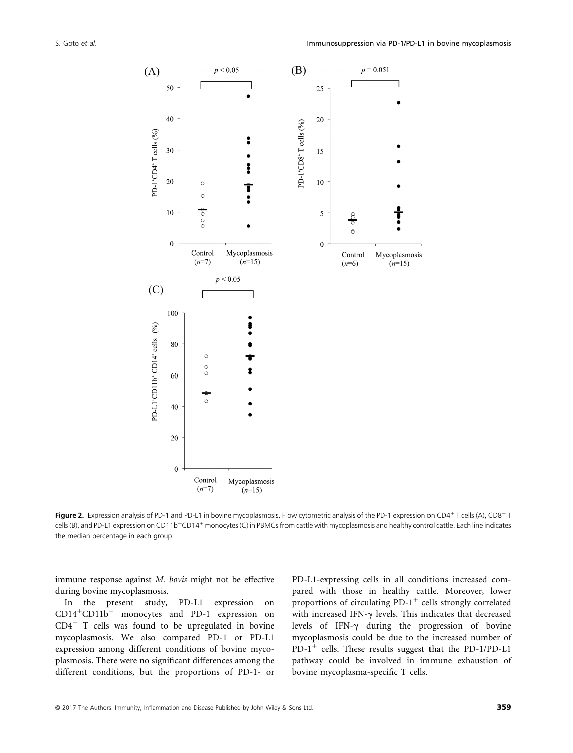Figure 2. Expression analysis of PD-1 and PD-L1 in bovine mycoplasmosis. Flow cytometric analysis of the PD-1 expression on $CD4^+$ T cells (A), $CD8^+$ T cells (B), and PD-L1 expression on $CD11b^+CD14^+$ monocytes (C) in PBMCs from cattle with mycoplasmosis and healthy control cattle. Each line indicates the median percentage in each group.

immune response against *M. bovis* might not be effective during bovine mycoplasmosis.

In the present study, PD-L1 expression on $CD14^+CD11b^+$ monocytes and PD-1 expression on $CD4^+$ T cells was found to be upregulated in bovine mycoplasmosis. We also compared PD-1 or PD-L1 expression among different conditions of bovine mycoplasmosis. There were no significant differences among the different conditions, but the proportions of PD-1- or PD-L1-expressing cells in all conditions increased compared with those in healthy cattle. Moreover, lower proportions of circulating $PD\text{-}1^+$ cells strongly correlated with increased IFN-$\gamma$ levels. This indicates that decreased levels of IFN-$\gamma$ during the progression of bovine mycoplasmosis could be due to the increased number of $PD\text{-}1^+$ cells. These results suggest that the PD-1/PD-L1 pathway could be involved in immune exhaustion of bovine mycoplasma-specific T cells.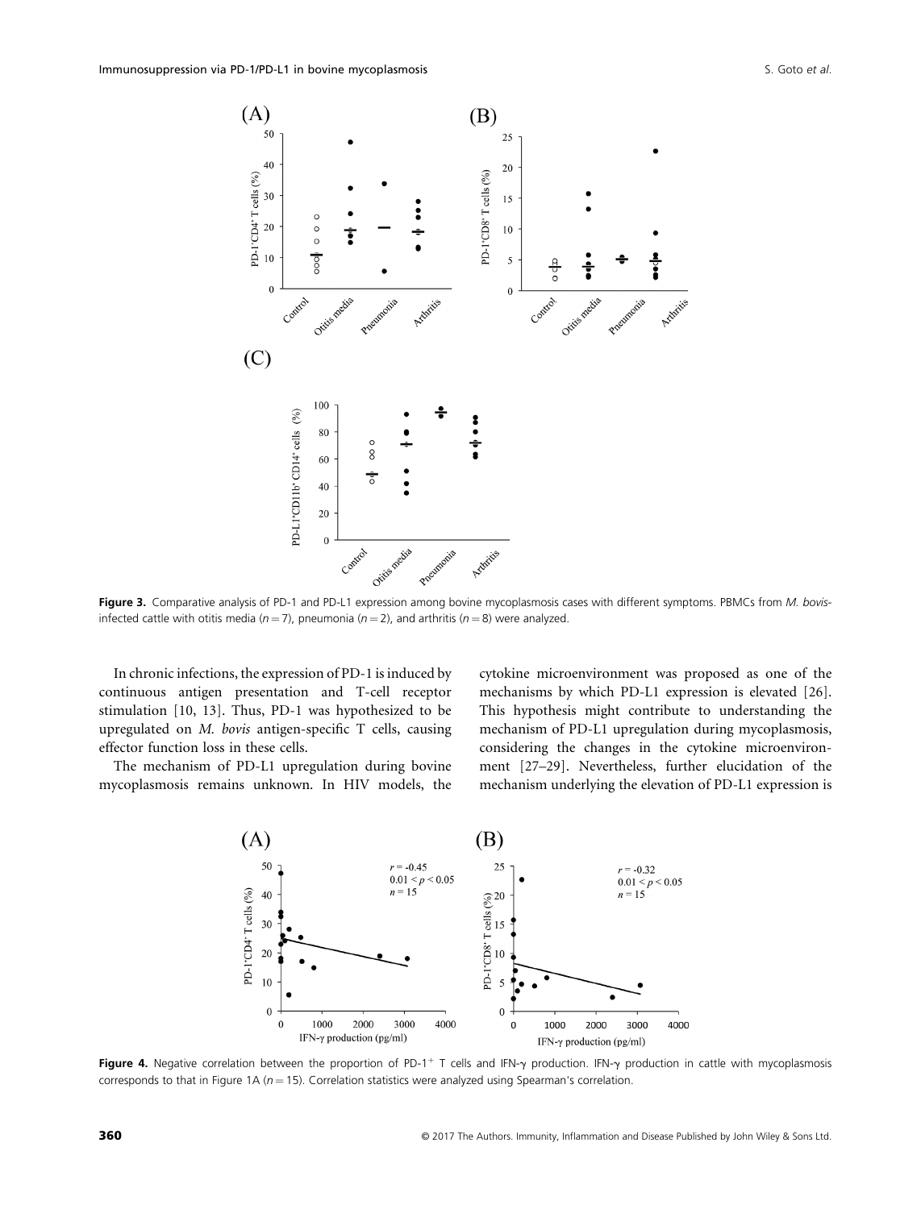**Figure 3.** Comparative analysis of PD-1 and PD-L1 expression among bovine mycoplasmosis cases with different symptoms. PBMCs from *M. bovis*-infected cattle with otitis media ($n = 7$), pneumonia ($n = 2$), and arthritis ($n = 8$) were analyzed.

In chronic infections, the expression of PD-1 is induced by continuous antigen presentation and T-cell receptor stimulation [10, 13]. Thus, PD-1 was hypothesized to be upregulated on *M. bovis* antigen-specific T cells, causing effector function loss in these cells.

The mechanism of PD-L1 upregulation during bovine mycoplasmosis remains unknown. In HIV models, the cytokine microenvironment was proposed as one of the mechanisms by which PD-L1 expression is elevated [26]. This hypothesis might contribute to understanding the mechanism of PD-L1 upregulation during mycoplasmosis, considering the changes in the cytokine microenvironment [27–29]. Nevertheless, further elucidation of the mechanism underlying the elevation of PD-L1 expression is

**Figure 4.** Negative correlation between the proportion of PD-1$^+$ T cells and IFN-γ production. IFN-γ production in cattle with mycoplasmosis corresponds to that in Figure 1A ($n = 15$). Correlation statistics were analyzed using Spearman's correlation.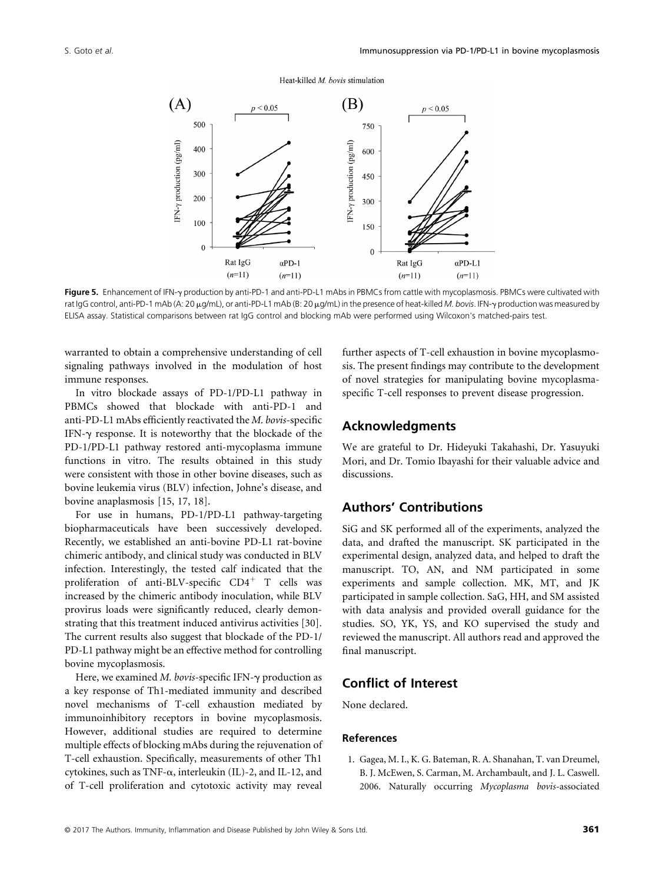Figure 5. Enhancement of IFN-γ production by anti-PD-1 and anti-PD-L1 mAbs in PBMCs from cattle with mycoplasmosis. PBMCs were cultivated with rat IgG control, anti-PD-1 mAb (A: 20 μg/mL), or anti-PD-L1 mAb (B: 20 μg/mL) in the presence of heat-killed *M. bovis*. IFN-γ production was measured by ELISA assay. Statistical comparisons between rat IgG control and blocking mAb were performed using Wilcoxon's matched-pairs test.

warranted to obtain a comprehensive understanding of cell signaling pathways involved in the modulation of host immune responses.

In vitro blockade assays of PD-1/PD-L1 pathway in PBMCs showed that blockade with anti-PD-1 and anti-PD-L1 mAbs efficiently reactivated the *M. bovis*-specific IFN-γ response. It is noteworthy that the blockade of the PD-1/PD-L1 pathway restored anti-mycoplasma immune functions in vitro. The results obtained in this study were consistent with those in other bovine diseases, such as bovine leukemia virus (BLV) infection, Johne's disease, and bovine anaplasmosis [15, 17, 18].

For use in humans, PD-1/PD-L1 pathway-targeting biopharmaceuticals have been successively developed. Recently, we established an anti-bovine PD-L1 rat-bovine chimeric antibody, and clinical study was conducted in BLV infection. Interestingly, the tested calf indicated that the proliferation of anti-BLV-specific $CD4^+$ T cells was increased by the chimeric antibody inoculation, while BLV provirus loads were significantly reduced, clearly demonstrating that this treatment induced antivirus activities [30]. The current results also suggest that blockade of the PD-1/PD-L1 pathway might be an effective method for controlling bovine mycoplasmosis.

Here, we examined *M. bovis*-specific IFN-γ production as a key response of Th1-mediated immunity and described novel mechanisms of T-cell exhaustion mediated by immunoinhibitory receptors in bovine mycoplasmosis. However, additional studies are required to determine multiple effects of blocking mAbs during the rejuvenation of T-cell exhaustion. Specifically, measurements of other Th1 cytokines, such as TNF-α, interleukin (IL)-2, and IL-12, and of T-cell proliferation and cytotoxic activity may reveal further aspects of T-cell exhaustion in bovine mycoplasmosis. The present findings may contribute to the development of novel strategies for manipulating bovine mycoplasma-specific T-cell responses to prevent disease progression.

## Acknowledgments

We are grateful to Dr. Hideyuki Takahashi, Dr. Yasuyuki Mori, and Dr. Tomio Ibayashi for their valuable advice and discussions.

## Authors' Contributions

SiG and SK performed all of the experiments, analyzed the data, and drafted the manuscript. SK participated in the experimental design, analyzed data, and helped to draft the manuscript. TO, AN, and NM participated in some experiments and sample collection. MK, MT, and JK participated in sample collection. SaG, HH, and SM assisted with data analysis and provided overall guidance for the studies. SO, YK, YS, and KO supervised the study and reviewed the manuscript. All authors read and approved the final manuscript.

## Conflict of Interest

None declared.

### References

1. Gagea, M. I., K. G. Bateman, R. A. Shanahan, T. van Dreumel, B. J. McEwen, S. Carman, M. Archambault, and J. L. Caswell. 2006. Naturally occurring *Mycoplasma bovis*-associated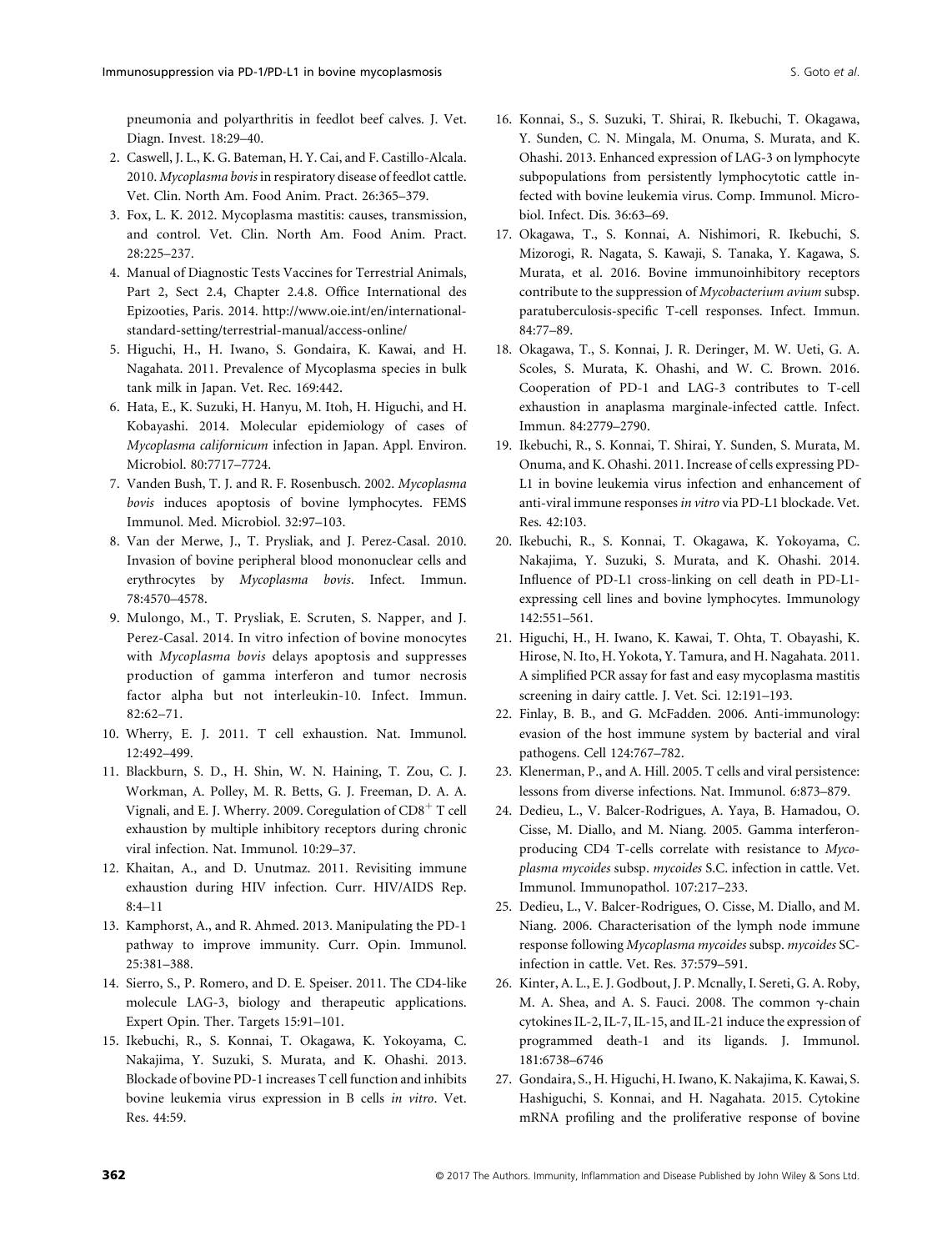pneumonia and polyarthritis in feedlot beef calves. J. Vet. Diagn. Invest. 18:29–40.

2. Caswell, J. L., K. G. Bateman, H. Y. Cai, and F. Castillo-Alcala. 2010. *Mycoplasma bovis* in respiratory disease of feedlot cattle. Vet. Clin. North Am. Food Anim. Pract. 26:365–379.
3. Fox, L. K. 2012. Mycoplasma mastitis: causes, transmission, and control. Vet. Clin. North Am. Food Anim. Pract. 28:225–237.
4. Manual of Diagnostic Tests Vaccines for Terrestrial Animals, Part 2, Sect 2.4, Chapter 2.4.8. Office International des Epizooties, Paris. 2014. http://www.oie.int/en/international-standard-setting/terrestrial-manual/access-online/
5. Higuchi, H., H. Iwano, S. Gondaira, K. Kawai, and H. Nagahata. 2011. Prevalence of Mycoplasma species in bulk tank milk in Japan. Vet. Rec. 169:442.
6. Hata, E., K. Suzuki, H. Hanyu, M. Itoh, H. Higuchi, and H. Kobayashi. 2014. Molecular epidemiology of cases of *Mycoplasma californicum* infection in Japan. Appl. Environ. Microbiol. 80:7717–7724.
7. Vanden Bush, T. J. and R. F. Rosenbusch. 2002. *Mycoplasma bovis* induces apoptosis of bovine lymphocytes. FEMS Immunol. Med. Microbiol. 32:97–103.
8. Van der Merwe, J., T. Prysliak, and J. Perez-Casal. 2010. Invasion of bovine peripheral blood mononuclear cells and erythrocytes by *Mycoplasma bovis*. Infect. Immun. 78:4570–4578.
9. Mulongo, M., T. Prysliak, E. Scruten, S. Napper, and J. Perez-Casal. 2014. In vitro infection of bovine monocytes with *Mycoplasma bovis* delays apoptosis and suppresses production of gamma interferon and tumor necrosis factor alpha but not interleukin-10. Infect. Immun. 82:62–71.
10. Wherry, E. J. 2011. T cell exhaustion. Nat. Immunol. 12:492–499.
11. Blackburn, S. D., H. Shin, W. N. Haining, T. Zou, C. J. Workman, A. Polley, M. R. Betts, G. J. Freeman, D. A. A. Vignali, and E. J. Wherry. 2009. Coregulation of $CD8^+$ T cell exhaustion by multiple inhibitory receptors during chronic viral infection. Nat. Immunol. 10:29–37.
12. Khaitan, A., and D. Unutmaz. 2011. Revisiting immune exhaustion during HIV infection. Curr. HIV/AIDS Rep. 8:4–11
13. Kamphorst, A., and R. Ahmed. 2013. Manipulating the PD-1 pathway to improve immunity. Curr. Opin. Immunol. 25:381–388.
14. Sierro, S., P. Romero, and D. E. Speiser. 2011. The CD4-like molecule LAG-3, biology and therapeutic applications. Expert Opin. Ther. Targets 15:91–101.
15. Ikebuchi, R., S. Konnai, T. Okagawa, K. Yokoyama, C. Nakajima, Y. Suzuki, S. Murata, and K. Ohashi. 2013. Blockade of bovine PD-1 increases T cell function and inhibits bovine leukemia virus expression in B cells *in vitro*. Vet. Res. 44:59.
16. Konnai, S., S. Suzuki, T. Shirai, R. Ikebuchi, T. Okagawa, Y. Sunden, C. N. Mingala, M. Onuma, S. Murata, and K. Ohashi. 2013. Enhanced expression of LAG-3 on lymphocyte subpopulations from persistently lymphocytotic cattle infected with bovine leukemia virus. Comp. Immunol. Microbiol. Infect. Dis. 36:63–69.
17. Okagawa, T., S. Konnai, A. Nishimori, R. Ikebuchi, S. Mizorogi, R. Nagata, S. Kawaji, S. Tanaka, Y. Kagawa, S. Murata, et al. 2016. Bovine immunoinhibitory receptors contribute to the suppression of *Mycobacterium avium* subsp. paratuberculosis-specific T-cell responses. Infect. Immun. 84:77–89.
18. Okagawa, T., S. Konnai, J. R. Deringer, M. W. Ueti, G. A. Scoles, S. Murata, K. Ohashi, and W. C. Brown. 2016. Cooperation of PD-1 and LAG-3 contributes to T-cell exhaustion in anaplasma marginale-infected cattle. Infect. Immun. 84:2779–2790.
19. Ikebuchi, R., S. Konnai, T. Shirai, Y. Sunden, S. Murata, M. Onuma, and K. Ohashi. 2011. Increase of cells expressing PD-L1 in bovine leukemia virus infection and enhancement of anti-viral immune responses *in vitro* via PD-L1 blockade. Vet. Res. 42:103.
20. Ikebuchi, R., S. Konnai, T. Okagawa, K. Yokoyama, C. Nakajima, Y. Suzuki, S. Murata, and K. Ohashi. 2014. Influence of PD-L1 cross-linking on cell death in PD-L1-expressing cell lines and bovine lymphocytes. Immunology 142:551–561.
21. Higuchi, H., H. Iwano, K. Kawai, T. Ohta, T. Obayashi, K. Hirose, N. Ito, H. Yokota, Y. Tamura, and H. Nagahata. 2011. A simplified PCR assay for fast and easy mycoplasma mastitis screening in dairy cattle. J. Vet. Sci. 12:191–193.
22. Finlay, B. B., and G. McFadden. 2006. Anti-immunology: evasion of the host immune system by bacterial and viral pathogens. Cell 124:767–782.
23. Klenerman, P., and A. Hill. 2005. T cells and viral persistence: lessons from diverse infections. Nat. Immunol. 6:873–879.
24. Dedieu, L., V. Balcer-Rodrigues, A. Yaya, B. Hamadou, O. Cisse, M. Diallo, and M. Niang. 2005. Gamma interferon-producing CD4 T-cells correlate with resistance to *Mycoplasma mycoides* subsp. *mycoides* S.C. infection in cattle. Vet. Immunol. Immunopathol. 107:217–233.
25. Dedieu, L., V. Balcer-Rodrigues, O. Cisse, M. Diallo, and M. Niang. 2006. Characterisation of the lymph node immune response following *Mycoplasma mycoides* subsp. *mycoides* SC-infection in cattle. Vet. Res. 37:579–591.
26. Kinter, A. L., E. J. Godbout, J. P. Mcnally, I. Sereti, G. A. Roby, M. A. Shea, and A. S. Fauci. 2008. The common γ-chain cytokines IL-2, IL-7, IL-15, and IL-21 induce the expression of programmed death-1 and its ligands. J. Immunol. 181:6738–6746
27. Gondaira, S., H. Higuchi, H. Iwano, K. Nakajima, K. Kawai, S. Hashiguchi, S. Konnai, and H. Nagahata. 2015. Cytokine mRNA profiling and the proliferative response of bovine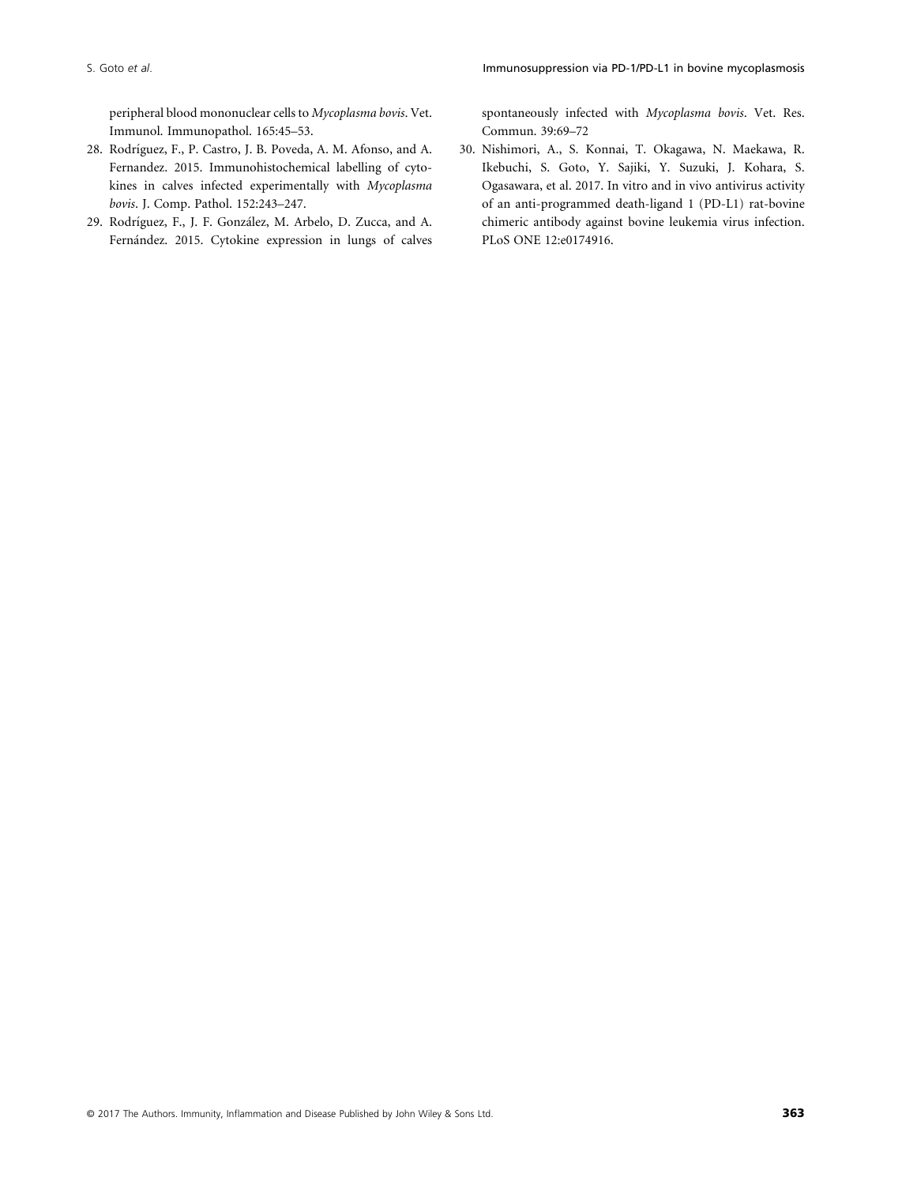peripheral blood mononuclear cells to *Mycoplasma bovis*. Vet. Immunol. Immunopathol. 165:45–53.

28. Rodríguez, F., P. Castro, J. B. Poveda, A. M. Afonso, and A. Fernandez. 2015. Immunohistochemical labelling of cytokines in calves infected experimentally with *Mycoplasma bovis*. J. Comp. Pathol. 152:243–247.
29. Rodríguez, F., J. F. González, M. Arbelo, D. Zucca, and A. Fernández. 2015. Cytokine expression in lungs of calves spontaneously infected with *Mycoplasma bovis*. Vet. Res. Commun. 39:69–72
30. Nishimori, A., S. Konnai, T. Okagawa, N. Maekawa, R. Ikebuchi, S. Goto, Y. Sajiki, Y. Suzuki, J. Kohara, S. Ogasawara, et al. 2017. In vitro and in vivo antivirus activity of an anti-programmed death-ligand 1 (PD-L1) rat-bovine chimeric antibody against bovine leukemia virus infection. PLoS ONE 12:e0174916.